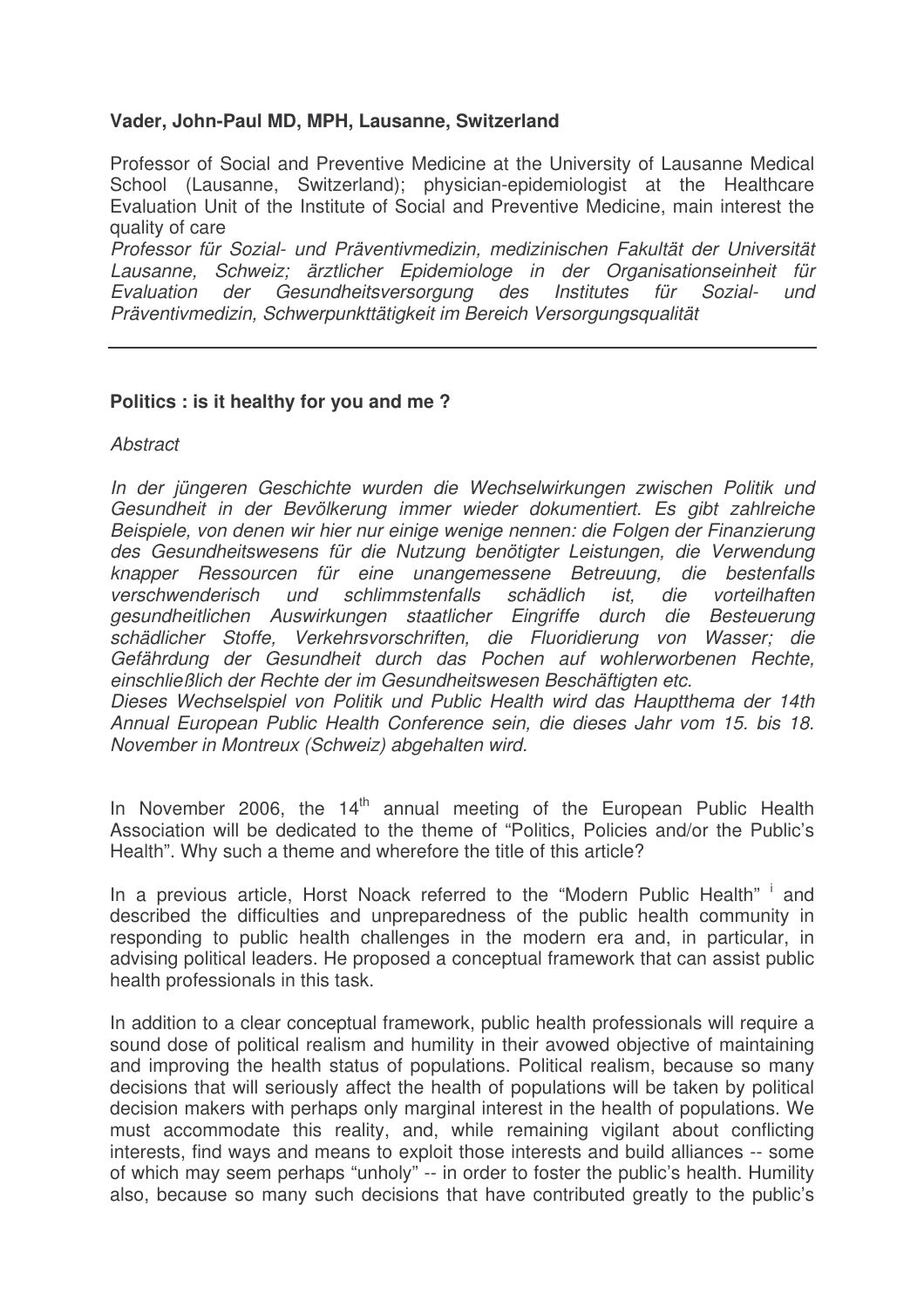**Vader, John-Paul MD, MPH, Lausanne, Switzerland**

Professor of Social and Preventive Medicine at the University of Lausanne Medical School (Lausanne, Switzerland); physician-epidemiologist at the Healthcare Evaluation Unit of the Institute of Social and Preventive Medicine, main interest the quality of care

*Professor für Sozial- und Präventivmedizin, medizinischen Fakultät der Universität Lausanne, Schweiz; ärztlicher Epidemiologe in der Organisationseinheit für Evaluation der Gesundheitsversorgung des Institutes für Sozial- und Präventivmedizin, Schwerpunkttätigkeit im Bereich Versorgungsqualität*

---

**Politics : is it healthy for you and me ?**

*Abstract*

*In der jüngeren Geschichte wurden die Wechselwirkungen zwischen Politik und Gesundheit in der Bevölkerung immer wieder dokumentiert. Es gibt zahlreiche Beispiele, von denen wir hier nur einige wenige nennen: die Folgen der Finanzierung des Gesundheitswesens für die Nutzung benötigter Leistungen, die Verwendung knapper Ressourcen für eine unangemessene Betreuung, die bestenfalls verschwenderisch und schlimmstenfalls schädlich ist, die vorteilhaften gesundheitlichen Auswirkungen staatlicher Eingriffe durch die Besteuerung schädlicher Stoffe, Verkehrsvorschriften, die Fluoridierung von Wasser; die Gefährdung der Gesundheit durch das Pochen auf wohlerworbenen Rechte, einschließlich der Rechte der im Gesundheitswesen Beschäftigten etc.*

*Dieses Wechselspiel von Politik und Public Health wird das Hauptthema der 14th Annual European Public Health Conference sein, die dieses Jahr vom 15. bis 18. November in Montreux (Schweiz) abgehalten wird.*

In November 2006, the 14th annual meeting of the European Public Health Association will be dedicated to the theme of "Politics, Policies and/or the Public's Health". Why such a theme and wherefore the title of this article?

In a previous article, Horst Noack referred to the "Modern Public Health" [i] and described the difficulties and unpreparedness of the public health community in responding to public health challenges in the modern era and, in particular, in advising political leaders. He proposed a conceptual framework that can assist public health professionals in this task.

In addition to a clear conceptual framework, public health professionals will require a sound dose of political realism and humility in their avowed objective of maintaining and improving the health status of populations. Political realism, because so many decisions that will seriously affect the health of populations will be taken by political decision makers with perhaps only marginal interest in the health of populations. We must accommodate this reality, and, while remaining vigilant about conflicting interests, find ways and means to exploit those interests and build alliances -- some of which may seem perhaps "unholy" -- in order to foster the public's health. Humility also, because so many such decisions that have contributed greatly to the public's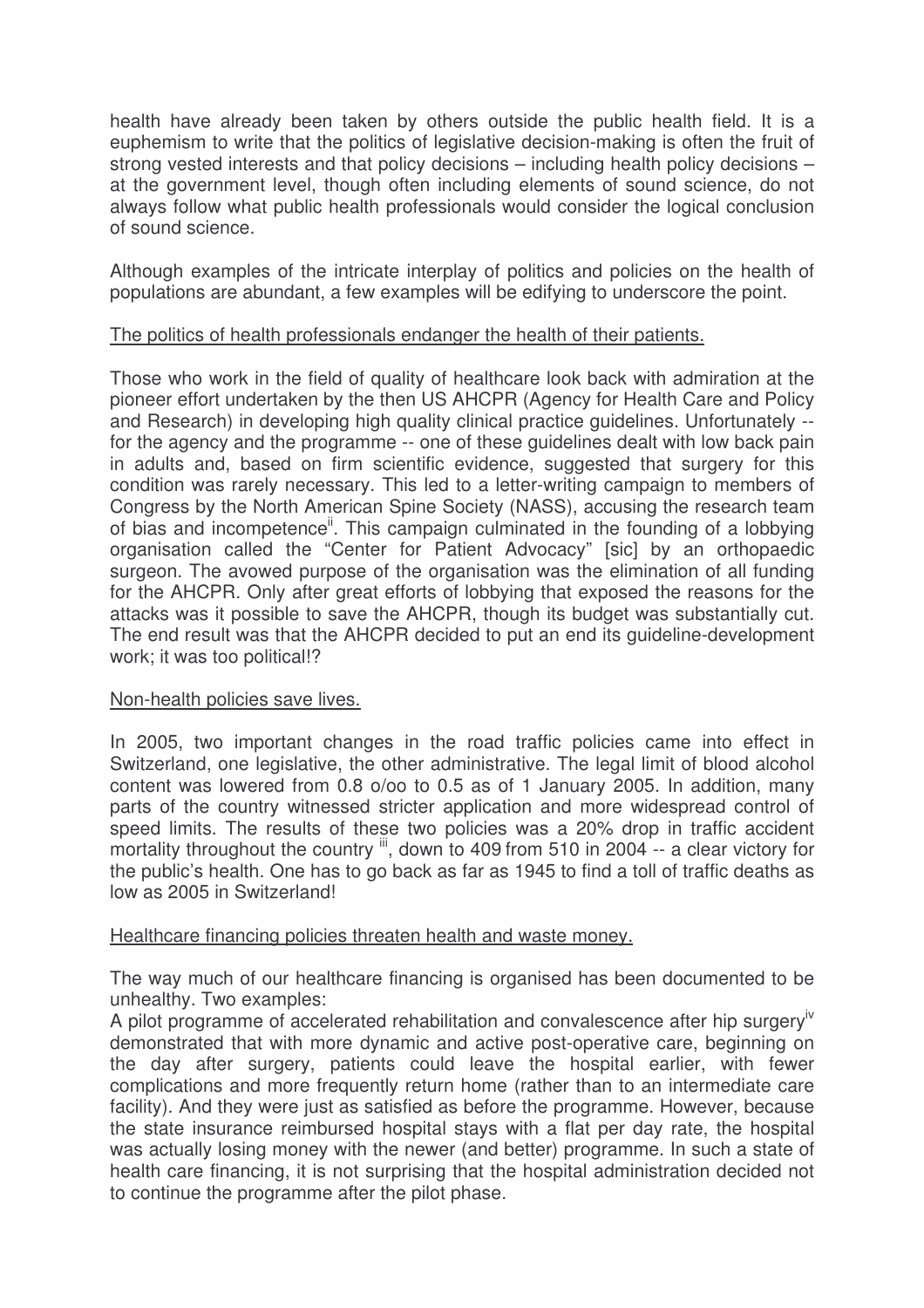health have already been taken by others outside the public health field. It is a euphemism to write that the politics of legislative decision-making is often the fruit of strong vested interests and that policy decisions – including health policy decisions – at the government level, though often including elements of sound science, do not always follow what public health professionals would consider the logical conclusion of sound science.

Although examples of the intricate interplay of politics and policies on the health of populations are abundant, a few examples will be edifying to underscore the point.

<u>The politics of health professionals endanger the health of their patients.</u>

Those who work in the field of quality of healthcare look back with admiration at the pioneer effort undertaken by the then US AHCPR (Agency for Health Care and Policy and Research) in developing high quality clinical practice guidelines. Unfortunately -- for the agency and the programme -- one of these guidelines dealt with low back pain in adults and, based on firm scientific evidence, suggested that surgery for this condition was rarely necessary. This led to a letter-writing campaign to members of Congress by the North American Spine Society (NASS), accusing the research team of bias and incompetence[ii]. This campaign culminated in the founding of a lobbying organisation called the "Center for Patient Advocacy" [sic] by an orthopaedic surgeon. The avowed purpose of the organisation was the elimination of all funding for the AHCPR. Only after great efforts of lobbying that exposed the reasons for the attacks was it possible to save the AHCPR, though its budget was substantially cut. The end result was that the AHCPR decided to put an end its guideline-development work; it was too political!?

<u>Non-health policies save lives.</u>

In 2005, two important changes in the road traffic policies came into effect in Switzerland, one legislative, the other administrative. The legal limit of blood alcohol content was lowered from 0.8 o/oo to 0.5 as of 1 January 2005. In addition, many parts of the country witnessed stricter application and more widespread control of speed limits. The results of these two policies was a 20% drop in traffic accident mortality throughout the country [iii], down to 409 from 510 in 2004 -- a clear victory for the public's health. One has to go back as far as 1945 to find a toll of traffic deaths as low as 2005 in Switzerland!

<u>Healthcare financing policies threaten health and waste money.</u>

The way much of our healthcare financing is organised has been documented to be unhealthy. Two examples:

A pilot programme of accelerated rehabilitation and convalescence after hip surgery[iv] demonstrated that with more dynamic and active post-operative care, beginning on the day after surgery, patients could leave the hospital earlier, with fewer complications and more frequently return home (rather than to an intermediate care facility). And they were just as satisfied as before the programme. However, because the state insurance reimbursed hospital stays with a flat per day rate, the hospital was actually losing money with the newer (and better) programme. In such a state of health care financing, it is not surprising that the hospital administration decided not to continue the programme after the pilot phase.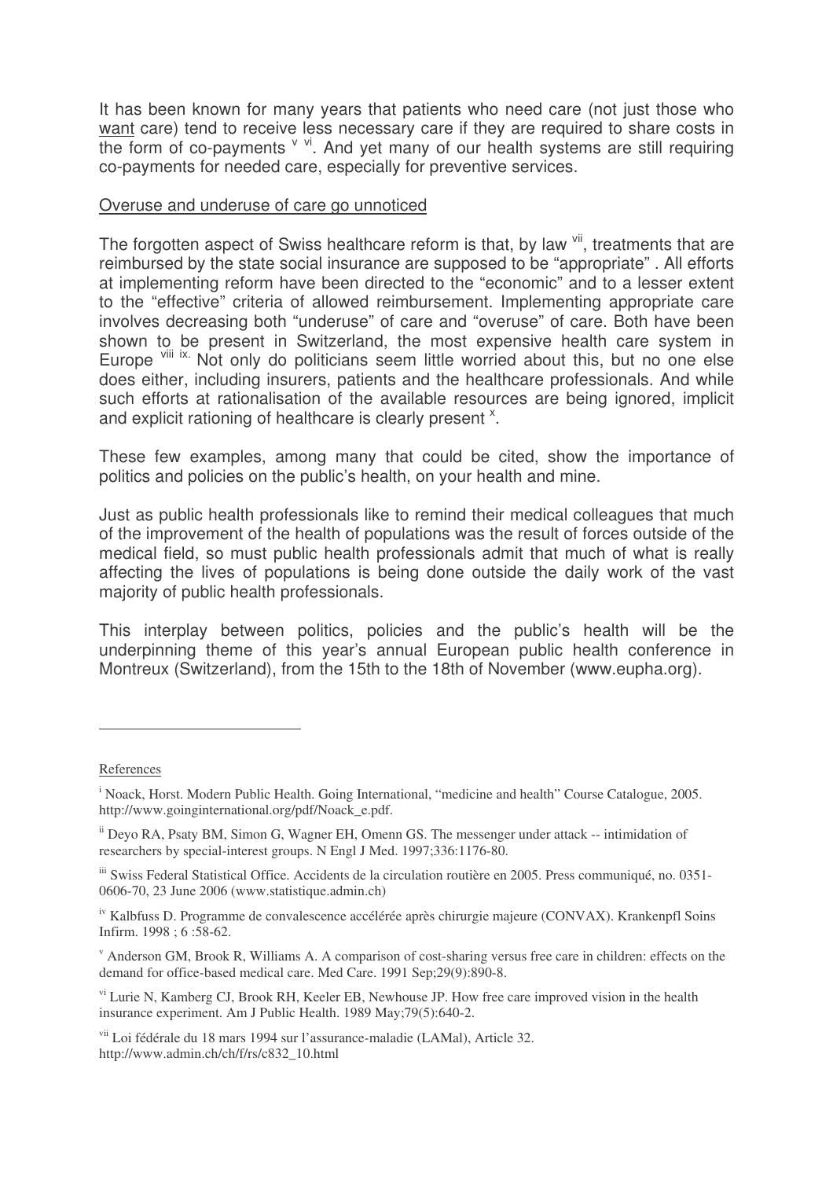It has been known for many years that patients who need care (not just those who want care) tend to receive less necessary care if they are required to share costs in the form of co-payments [v] [vi]. And yet many of our health systems are still requiring co-payments for needed care, especially for preventive services.

Overuse and underuse of care go unnoticed

The forgotten aspect of Swiss healthcare reform is that, by law [vii], treatments that are reimbursed by the state social insurance are supposed to be "appropriate" . All efforts at implementing reform have been directed to the "economic" and to a lesser extent to the "effective" criteria of allowed reimbursement. Implementing appropriate care involves decreasing both "underuse" of care and "overuse" of care. Both have been shown to be present in Switzerland, the most expensive health care system in Europe [viii] [ix]. Not only do politicians seem little worried about this, but no one else does either, including insurers, patients and the healthcare professionals. And while such efforts at rationalisation of the available resources are being ignored, implicit and explicit rationing of healthcare is clearly present [x].

These few examples, among many that could be cited, show the importance of politics and policies on the public's health, on your health and mine.

Just as public health professionals like to remind their medical colleagues that much of the improvement of the health of populations was the result of forces outside of the medical field, so must public health professionals admit that much of what is really affecting the lives of populations is being done outside the daily work of the vast majority of public health professionals.

This interplay between politics, policies and the public's health will be the underpinning theme of this year's annual European public health conference in Montreux (Switzerland), from the 15th to the 18th of November (www.eupha.org).

---

References

[i] Noack, Horst. Modern Public Health. Going International, "medicine and health" Course Catalogue, 2005. http://www.goinginternational.org/pdf/Noack_e.pdf.

[ii] Deyo RA, Psaty BM, Simon G, Wagner EH, Omenn GS. The messenger under attack -- intimidation of researchers by special-interest groups. N Engl J Med. 1997;336:1176-80.

[iii] Swiss Federal Statistical Office. Accidents de la circulation routière en 2005. Press communiqué, no. 0351-0606-70, 23 June 2006 (www.statistique.admin.ch)

[iv] Kalbfuss D. Programme de convalescence accélérée après chirurgie majeure (CONVAX). Krankenpfl Soins Infirm. 1998 ; 6 :58-62.

[v] Anderson GM, Brook R, Williams A. A comparison of cost-sharing versus free care in children: effects on the demand for office-based medical care. Med Care. 1991 Sep;29(9):890-8.

[vi] Lurie N, Kamberg CJ, Brook RH, Keeler EB, Newhouse JP. How free care improved vision in the health insurance experiment. Am J Public Health. 1989 May;79(5):640-2.

[vii] Loi fédérale du 18 mars 1994 sur l'assurance-maladie (LAMal), Article 32. http://www.admin.ch/ch/f/rs/c832_10.html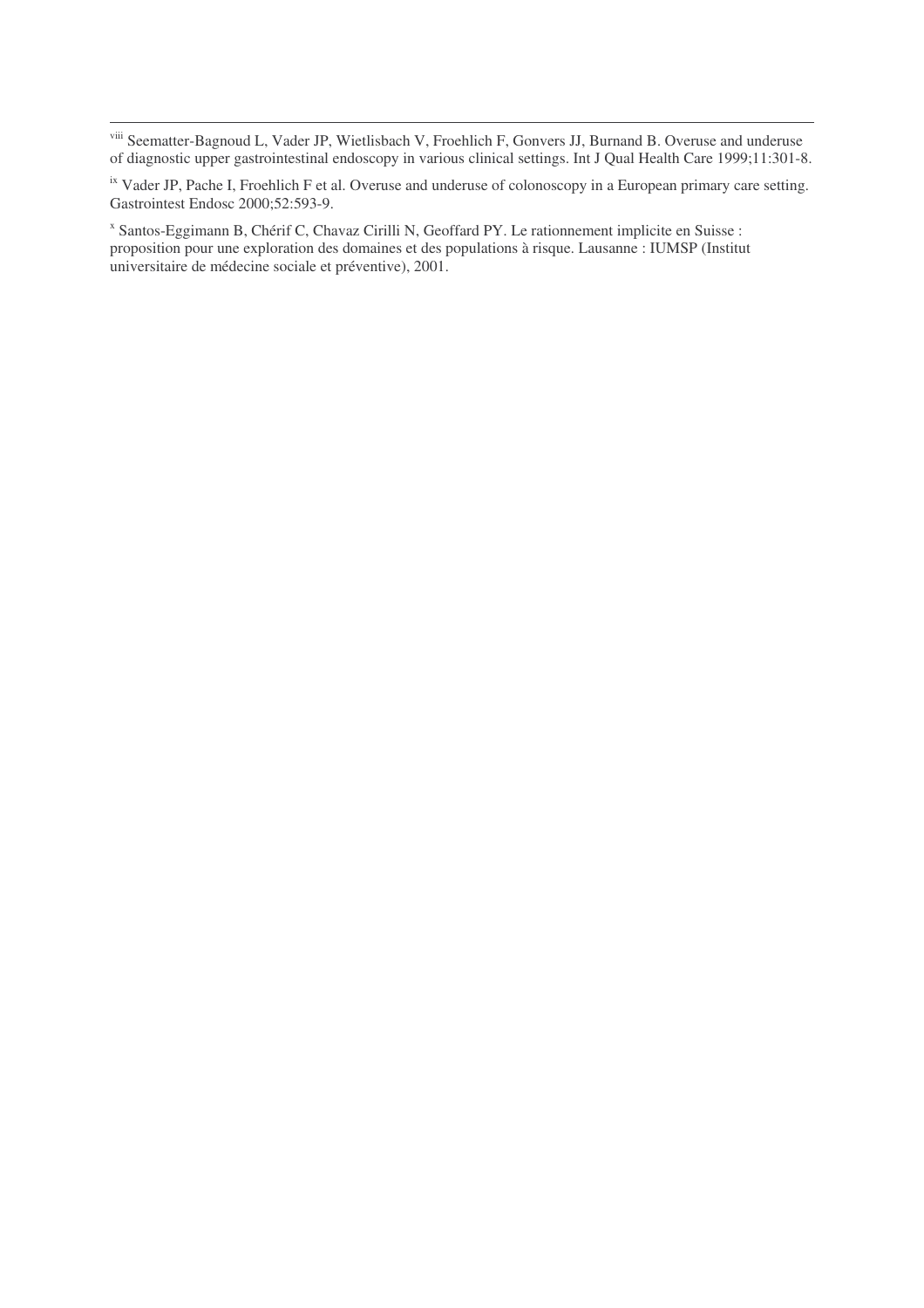[viii] Seematter-Bagnoud L, Vader JP, Wietlisbach V, Froehlich F, Gonvers JJ, Burnand B. Overuse and underuse of diagnostic upper gastrointestinal endoscopy in various clinical settings. Int J Qual Health Care 1999;11:301-8.

[ix] Vader JP, Pache I, Froehlich F et al. Overuse and underuse of colonoscopy in a European primary care setting. Gastrointest Endosc 2000;52:593-9.

[x] Santos-Eggimann B, Chérif C, Chavaz Cirilli N, Geoffard PY. Le rationnement implicite en Suisse : proposition pour une exploration des domaines et des populations à risque. Lausanne : IUMSP (Institut universitaire de médecine sociale et préventive), 2001.